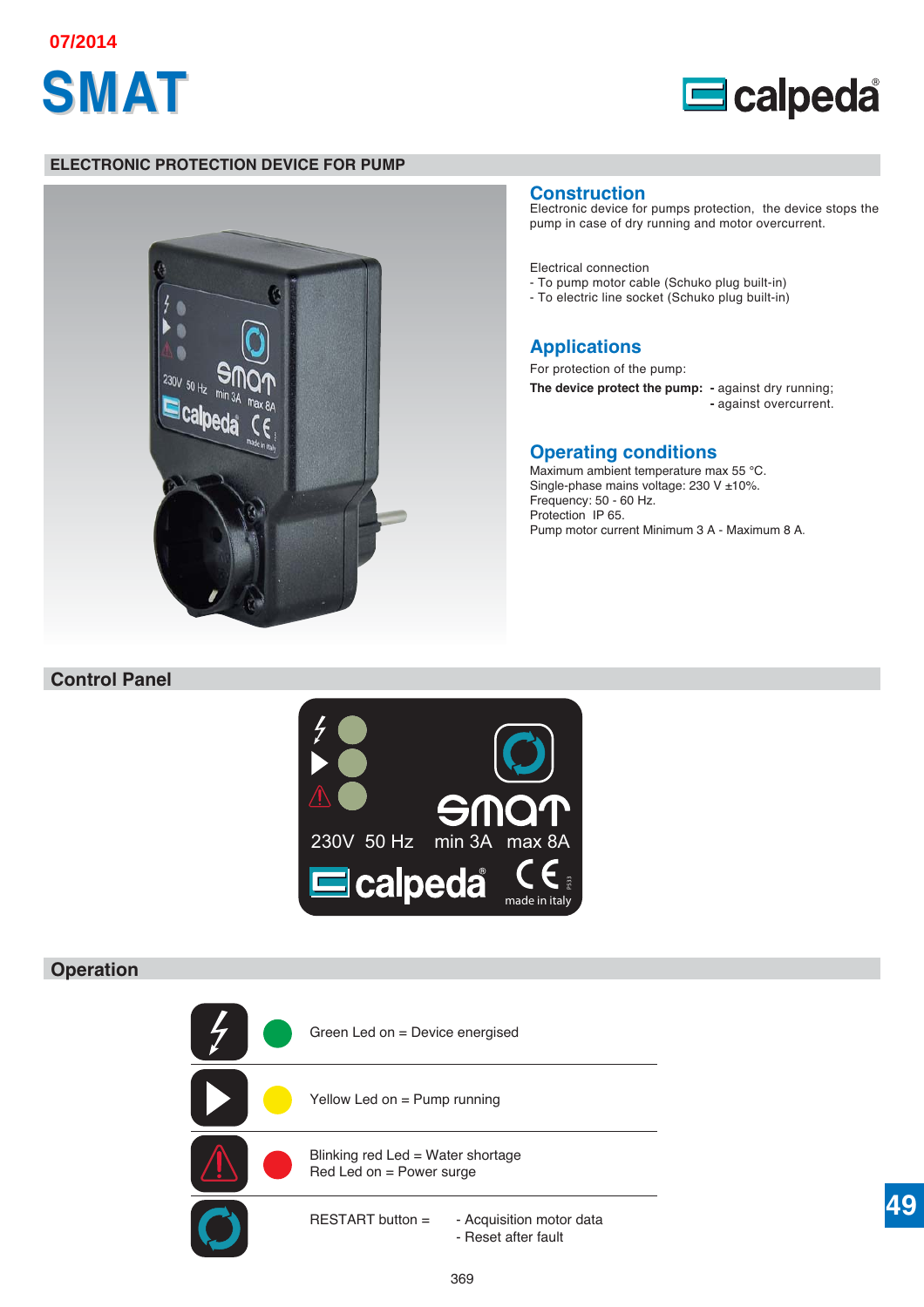07/2014

# SMAT

## ELECTRONIC PROTECTION DEVICE FOR PUMP

### Construction

Electronic device for pumps protection, the device stops the pump in case of dry running and motor overcurrent.

Electrical connection
- To pump motor cable (Schuko plug built-in)
- To electric line socket (Schuko plug built-in)

### Applications

For protection of the pump:

**The device protect the pump:**
- against dry running;
- against overcurrent.

### Operating conditions

Maximum ambient temperature max 55 °C.
Single-phase mains voltage: 230 V ±10%.
Frequency: 50 - 60 Hz.
Protection IP 65.
Pump motor current Minimum 3 A - Maximum 8 A.

## Control Panel

230V 50 Hz min 3A max 8A

made in italy

## Operation

Green Led on = Device energised

Yellow Led on = Pump running

Blinking red Led = Water shortage
Red Led on = Power surge

RESTART button =
- Acquisition motor data
- Reset after fault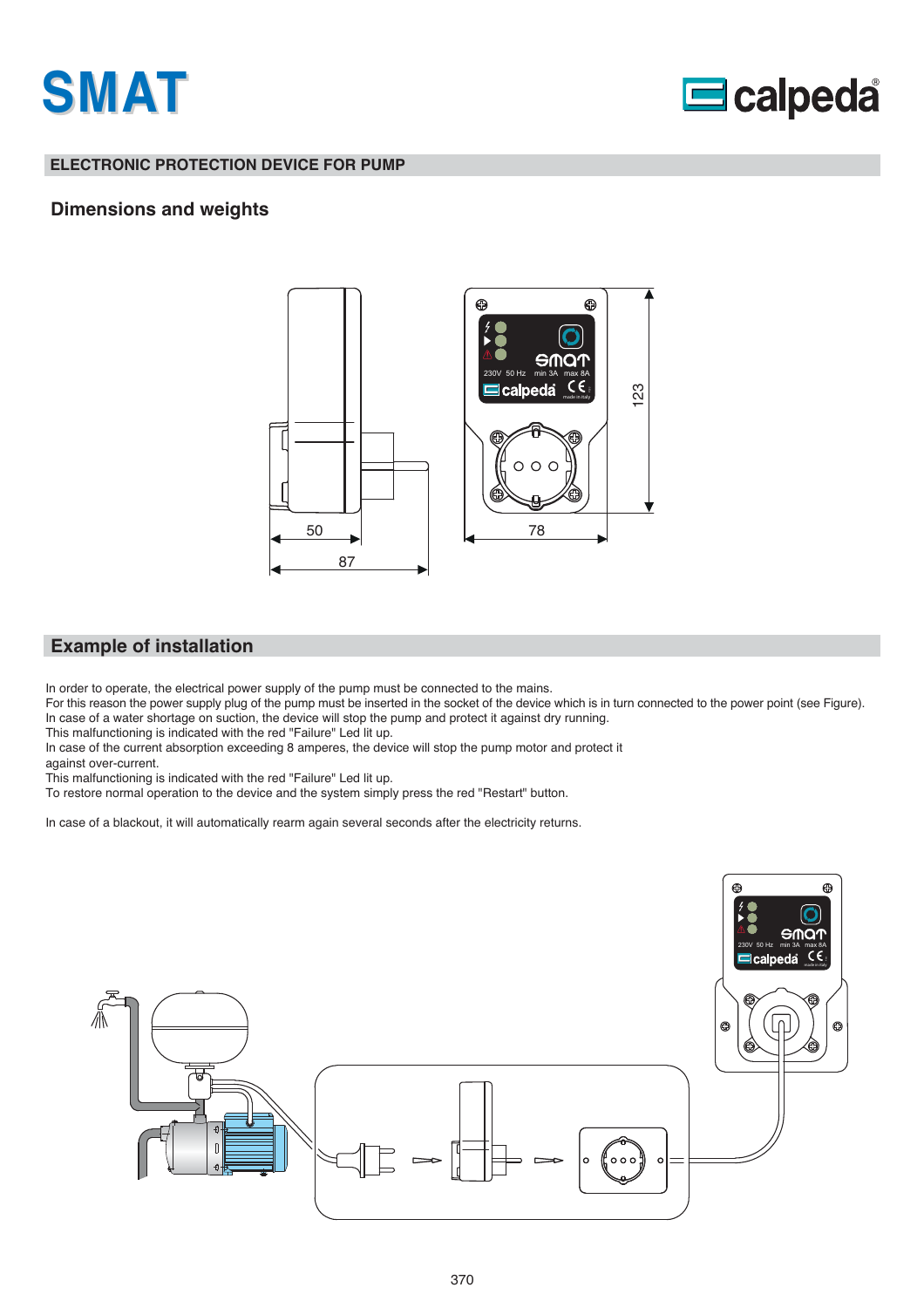# SMAT

calpeda

## ELECTRONIC PROTECTION DEVICE FOR PUMP

### Dimensions and weights

50

87

78

123

## Example of installation

In order to operate, the electrical power supply of the pump must be connected to the mains.
For this reason the power supply plug of the pump must be inserted in the socket of the device which is in turn connected to the power point (see Figure).
In case of a water shortage on suction, the device will stop the pump and protect it against dry running.
This malfunctioning is indicated with the red "Failure" Led lit up.
In case of the current absorption exceeding 8 amperes, the device will stop the pump motor and protect it against over-current.
This malfunctioning is indicated with the red "Failure" Led lit up.
To restore normal operation to the device and the system simply press the red "Restart" button.

In case of a blackout, it will automatically rearm again several seconds after the electricity returns.